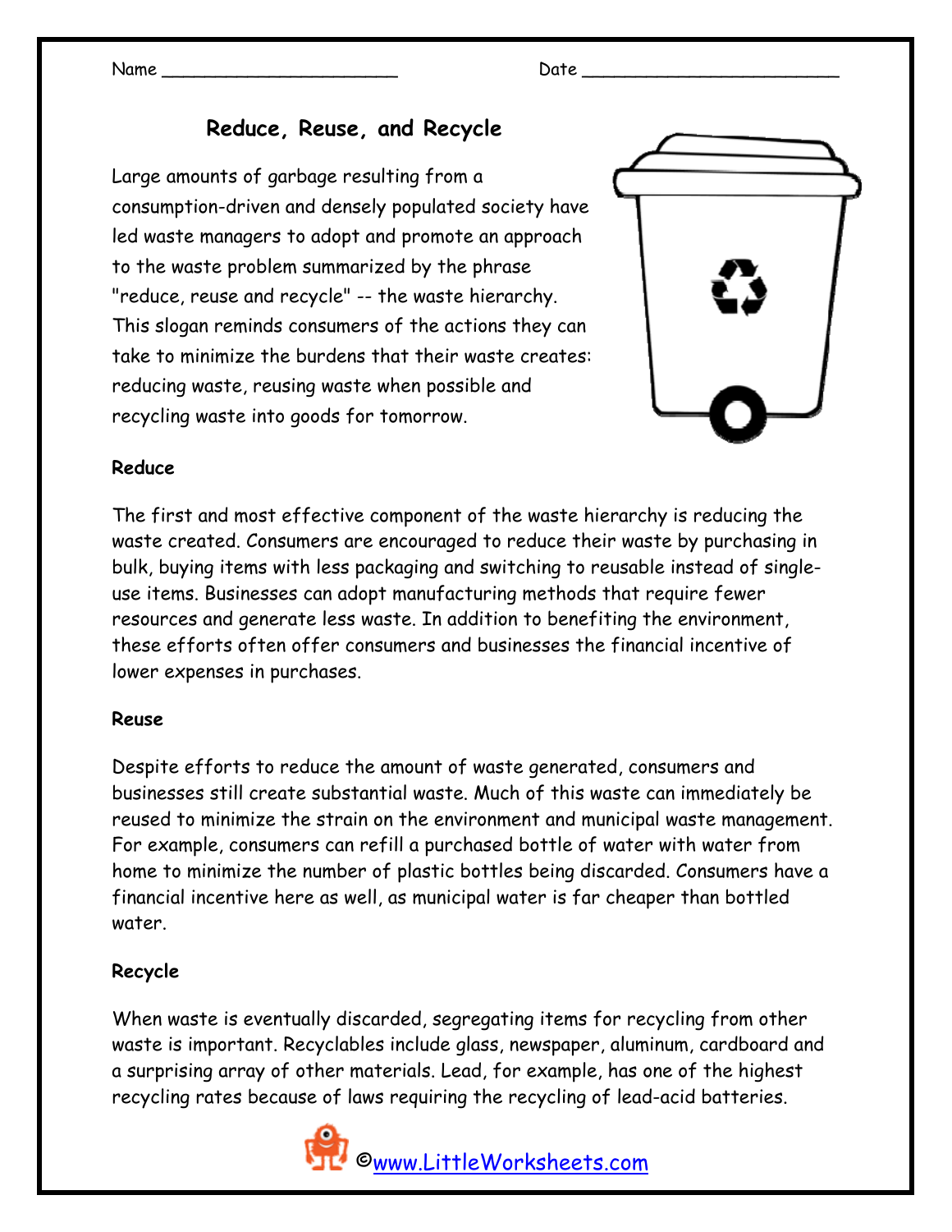Name ______________________ Date ________________________

# Reduce, Reuse, and Recycle

Large amounts of garbage resulting from a consumption-driven and densely populated society have led waste managers to adopt and promote an approach to the waste problem summarized by the phrase "reduce, reuse and recycle" -- the waste hierarchy. This slogan reminds consumers of the actions they can take to minimize the burdens that their waste creates: reducing waste, reusing waste when possible and recycling waste into goods for tomorrow.

**Reduce**

The first and most effective component of the waste hierarchy is reducing the waste created. Consumers are encouraged to reduce their waste by purchasing in bulk, buying items with less packaging and switching to reusable instead of single-use items. Businesses can adopt manufacturing methods that require fewer resources and generate less waste. In addition to benefiting the environment, these efforts often offer consumers and businesses the financial incentive of lower expenses in purchases.

**Reuse**

Despite efforts to reduce the amount of waste generated, consumers and businesses still create substantial waste. Much of this waste can immediately be reused to minimize the strain on the environment and municipal waste management. For example, consumers can refill a purchased bottle of water with water from home to minimize the number of plastic bottles being discarded. Consumers have a financial incentive here as well, as municipal water is far cheaper than bottled water.

**Recycle**

When waste is eventually discarded, segregating items for recycling from other waste is important. Recyclables include glass, newspaper, aluminum, cardboard and a surprising array of other materials. Lead, for example, has one of the highest recycling rates because of laws requiring the recycling of lead-acid batteries.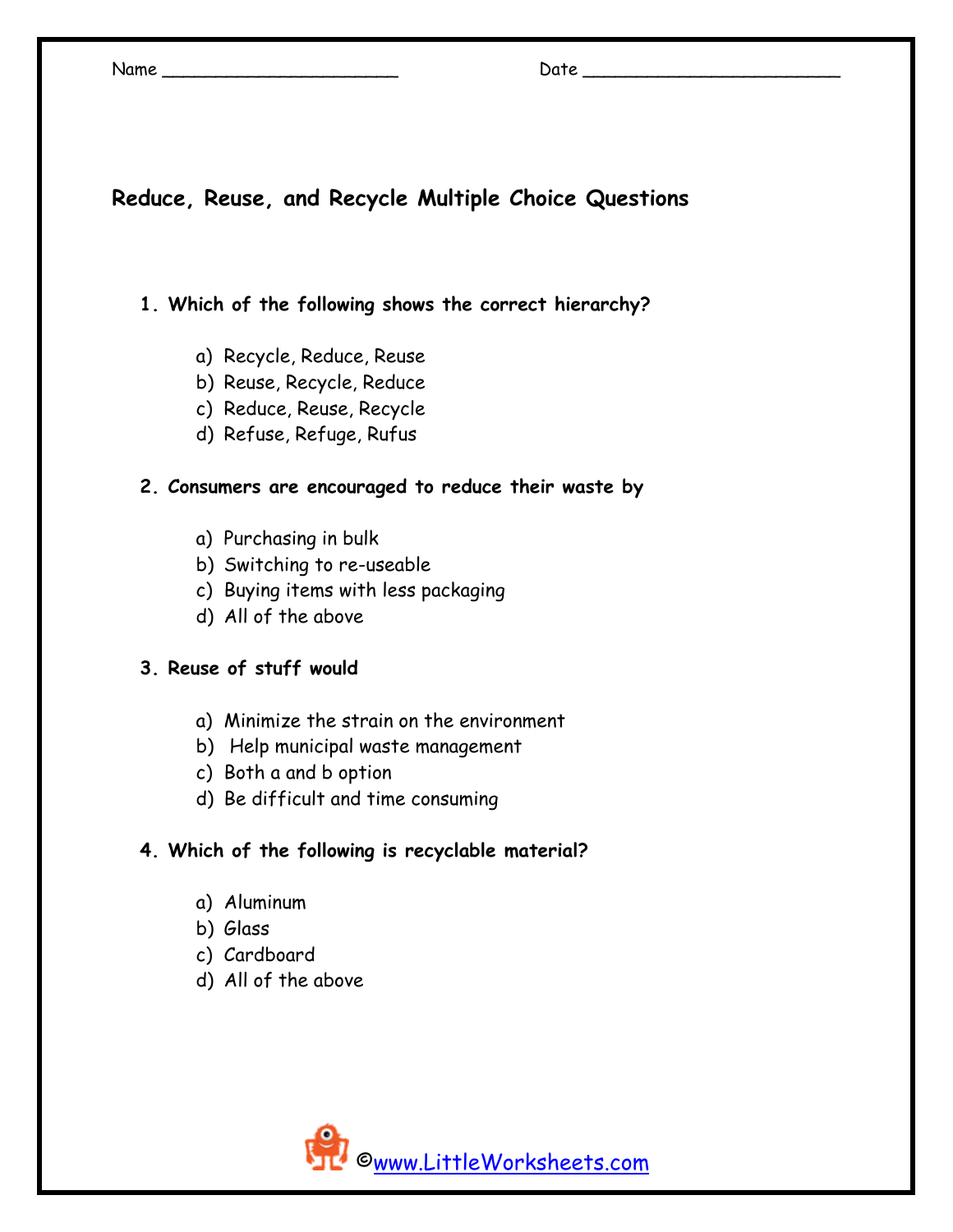Name ______________________ Date ________________________

## Reduce, Reuse, and Recycle Multiple Choice Questions

**1. Which of the following shows the correct hierarchy?**

a) Recycle, Reduce, Reuse
b) Reuse, Recycle, Reduce
c) Reduce, Reuse, Recycle
d) Refuse, Refuge, Rufus

**2. Consumers are encouraged to reduce their waste by**

a) Purchasing in bulk
b) Switching to re-useable
c) Buying items with less packaging
d) All of the above

**3. Reuse of stuff would**

a) Minimize the strain on the environment
b) Help municipal waste management
c) Both a and b option
d) Be difficult and time consuming

**4. Which of the following is recyclable material?**

a) Aluminum
b) Glass
c) Cardboard
d) All of the above

©www.LittleWorksheets.com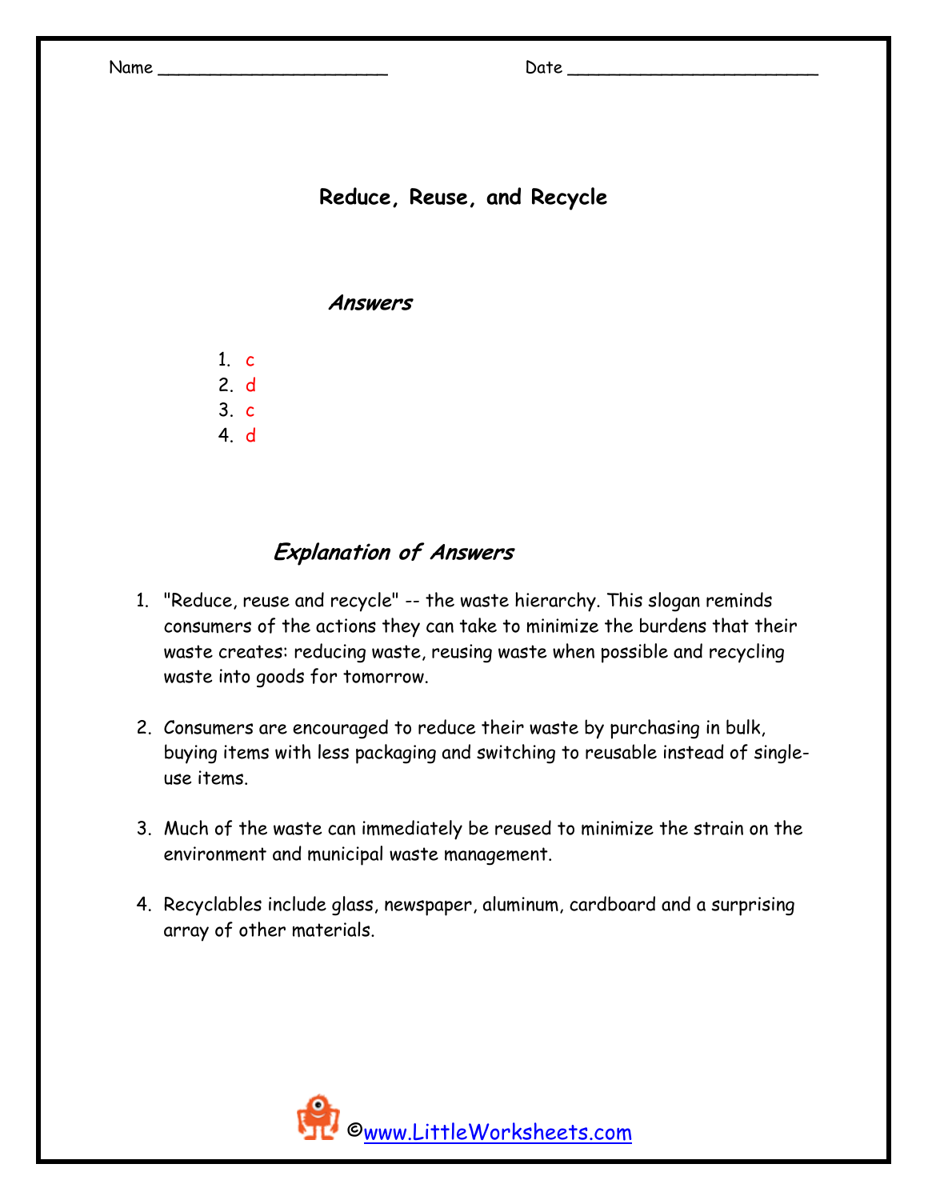Name ______________________ Date ________________________

# Reduce, Reuse, and Recycle

## *Answers*

1. c
2. d
3. c
4. d

## *Explanation of Answers*

1. "Reduce, reuse and recycle" -- the waste hierarchy. This slogan reminds consumers of the actions they can take to minimize the burdens that their waste creates: reducing waste, reusing waste when possible and recycling waste into goods for tomorrow.

2. Consumers are encouraged to reduce their waste by purchasing in bulk, buying items with less packaging and switching to reusable instead of single-use items.

3. Much of the waste can immediately be reused to minimize the strain on the environment and municipal waste management.

4. Recyclables include glass, newspaper, aluminum, cardboard and a surprising array of other materials.

©www.LittleWorksheets.com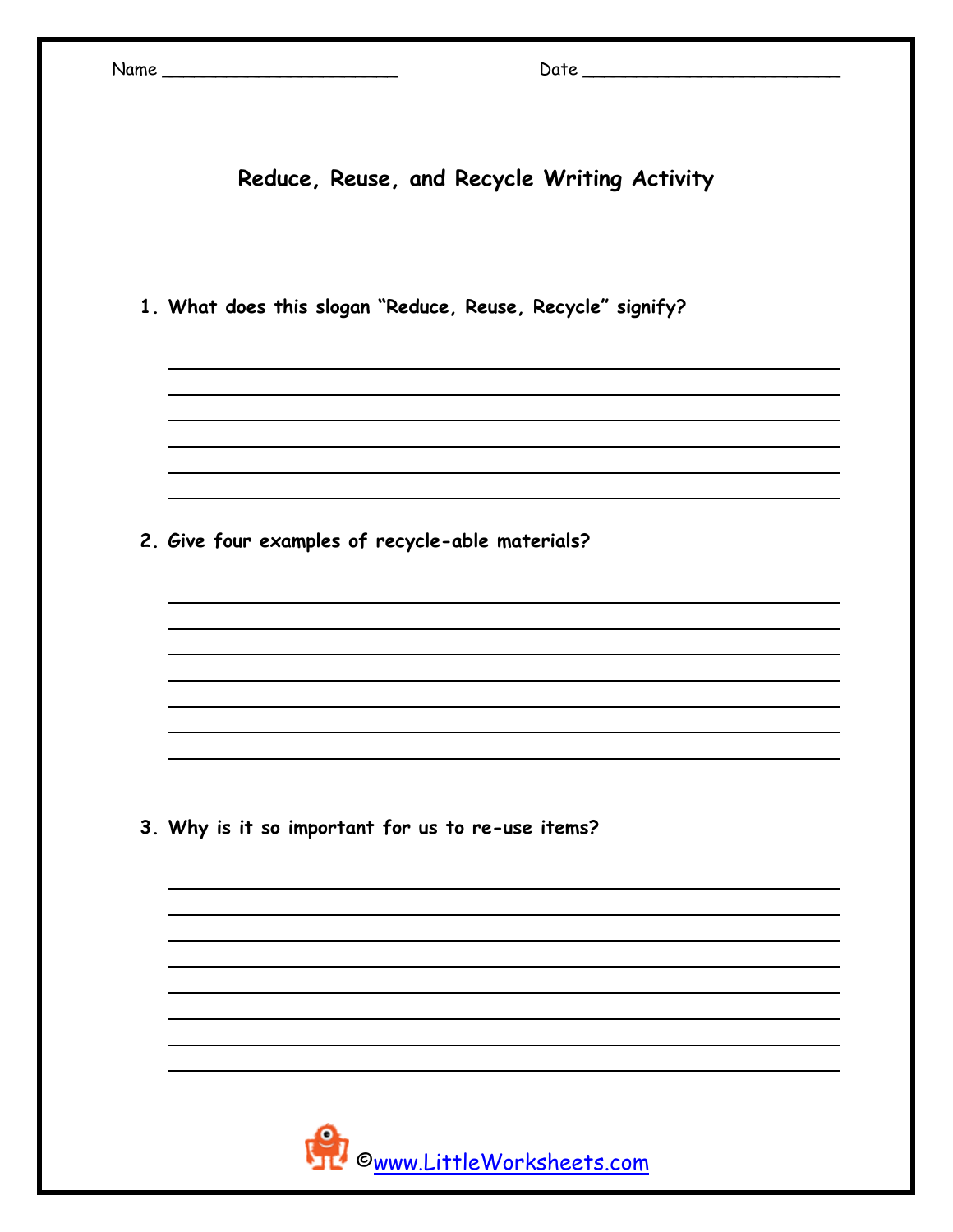Name ______________________ Date ________________________

## Reduce, Reuse, and Recycle Writing Activity

1. What does this slogan "Reduce, Reuse, Recycle" signify?

______________________________________________________________________
______________________________________________________________________
______________________________________________________________________
______________________________________________________________________
______________________________________________________________________
______________________________________________________________________

2. Give four examples of recycle-able materials?

______________________________________________________________________
______________________________________________________________________
______________________________________________________________________
______________________________________________________________________
______________________________________________________________________
______________________________________________________________________
______________________________________________________________________

3. Why is it so important for us to re-use items?

______________________________________________________________________
______________________________________________________________________
______________________________________________________________________
______________________________________________________________________
______________________________________________________________________
______________________________________________________________________
______________________________________________________________________
______________________________________________________________________

©www.LittleWorksheets.com